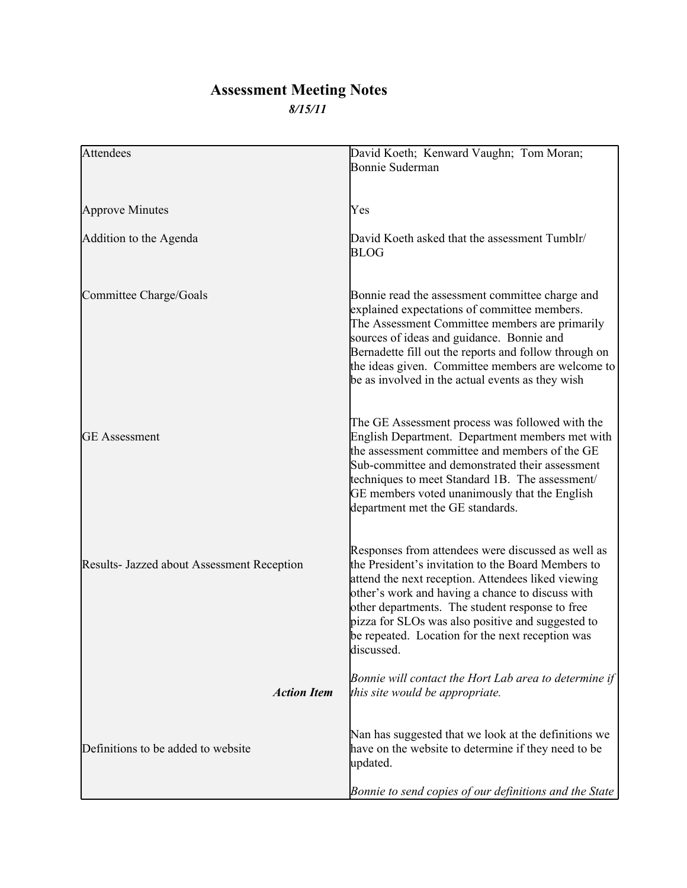# Assessment Meeting Notes

***8/15/11***

| | |
|---|---|
| Attendees | David Koeth; Kenward Vaughn; Tom Moran; Bonnie Suderman |
| Approve Minutes | Yes |
| Addition to the Agenda | David Koeth asked that the assessment Tumblr/ BLOG |
| Committee Charge/Goals | Bonnie read the assessment committee charge and explained expectations of committee members. The Assessment Committee members are primarily sources of ideas and guidance. Bonnie and Bernadette fill out the reports and follow through on the ideas given. Committee members are welcome to be as involved in the actual events as they wish |
| GE Assessment | The GE Assessment process was followed with the English Department. Department members met with the assessment committee and members of the GE Sub-committee and demonstrated their assessment techniques to meet Standard 1B. The assessment/ GE members voted unanimously that the English department met the GE standards. |
| Results- Jazzed about Assessment Reception | Responses from attendees were discussed as well as the President's invitation to the Board Members to attend the next reception. Attendees liked viewing other's work and having a chance to discuss with other departments. The student response to free pizza for SLOs was also positive and suggested to be repeated. Location for the next reception was discussed. |
| ***Action Item*** | *Bonnie will contact the Hort Lab area to determine if this site would be appropriate.* |
| Definitions to be added to website | Nan has suggested that we look at the definitions we have on the website to determine if they need to be updated.<br><br>*Bonnie to send copies of our definitions and the State* |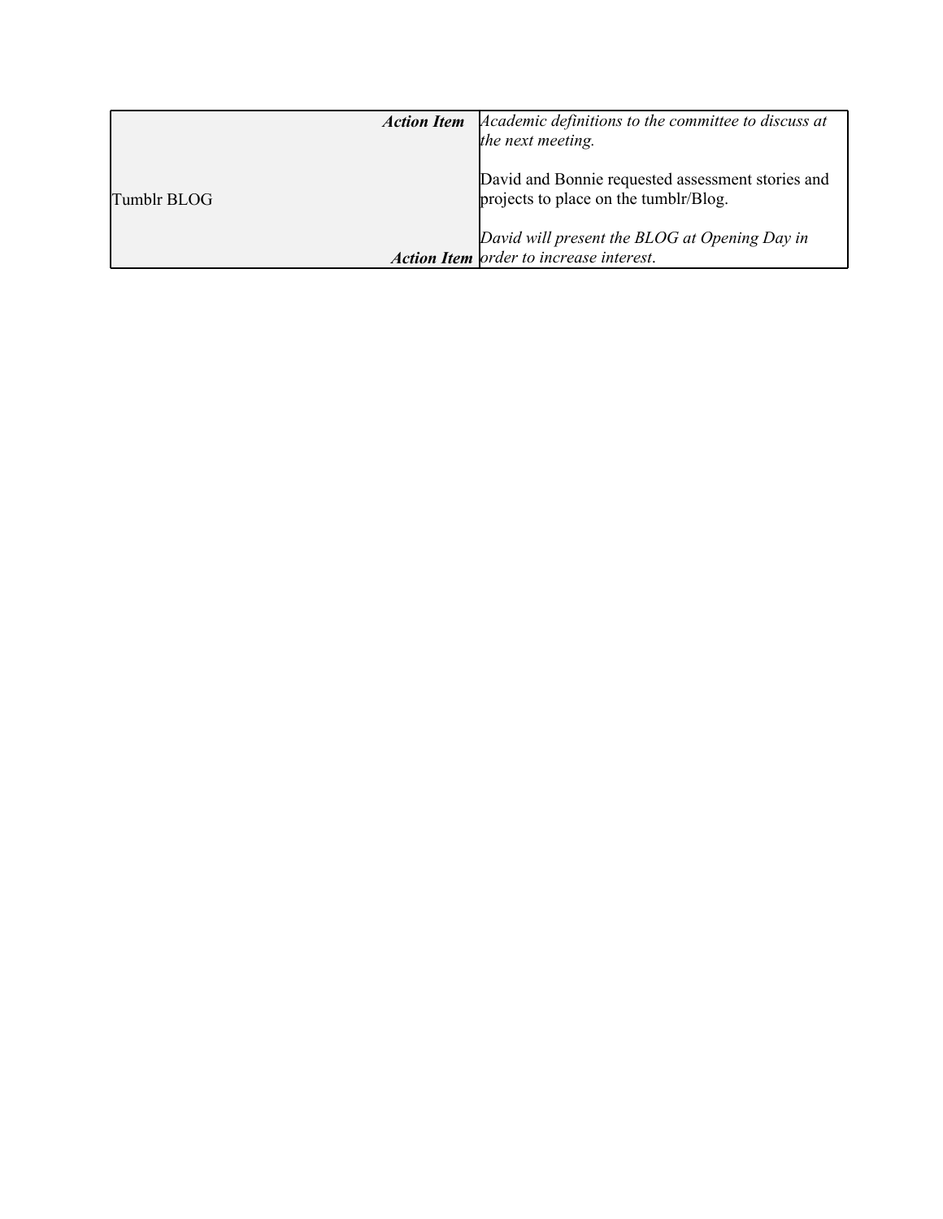| | |
|---|---|
| ***Action Item*** | *Academic definitions to the committee to discuss at the next meeting.* |
| Tumblr BLOG | David and Bonnie requested assessment stories and projects to place on the tumblr/Blog. |
| ***Action Item*** | *David will present the BLOG at Opening Day in order to increase interest*. |